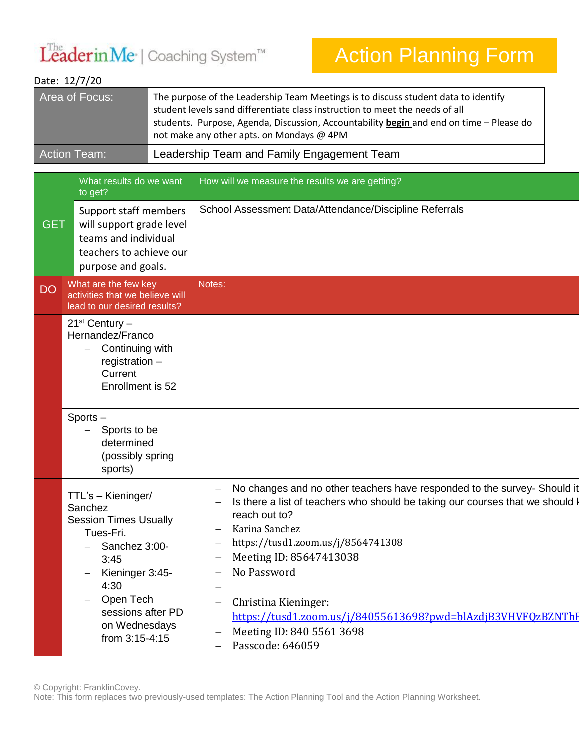The Leader in Me | Coaching System™

# Action Planning Form

Date: 12/7/20

| | |
|---|---|
| Area of Focus: | The purpose of the Leadership Team Meetings is to discuss student data to identify student levels sand differentiate class instruction to meet the needs of all students. Purpose, Agenda, Discussion, Accountability **begin** and end on time – Please do not make any other apts. on Mondays @ 4PM |
| Action Team: | Leadership Team and Family Engagement Team |

| | | |
|---|---|---|
| GET | What results do we want to get? | How will we measure the results we are getting? |
| | Support staff members will support grade level teams and individual teachers to achieve our purpose and goals. | School Assessment Data/Attendance/Discipline Referrals |
| DO | What are the few key activities that we believe will lead to our desired results? | Notes: |
| | 21st Century – Hernandez/Franco<br>– Continuing with registration – Current Enrollment is 52 | |
| | Sports –<br>– Sports to be determined (possibly spring sports) | |
| | TTL's – Kieninger/ Sanchez<br>Session Times Usually Tues-Fri.<br>– Sanchez 3:00-3:45<br>– Kieninger 3:45-4:30<br>– Open Tech sessions after PD on Wednesdays from 3:15-4:15 | – No changes and no other teachers have responded to the survey- Should it<br>– Is there a list of teachers who should be taking our courses that we should reach out to?<br>– Karina Sanchez<br>– https://tusd1.zoom.us/j/8564741308<br>– Meeting ID: 85647413038<br>– No Password<br>–<br>– Christina Kieninger: https://tusd1.zoom.us/j/84055613698?pwd=blAzdjB3VHVFQzBZNThF<br>– Meeting ID: 840 5561 3698<br>– Passcode: 646059 |

© Copyright: FranklinCovey.
Note: This form replaces two previously-used templates: The Action Planning Tool and the Action Planning Worksheet.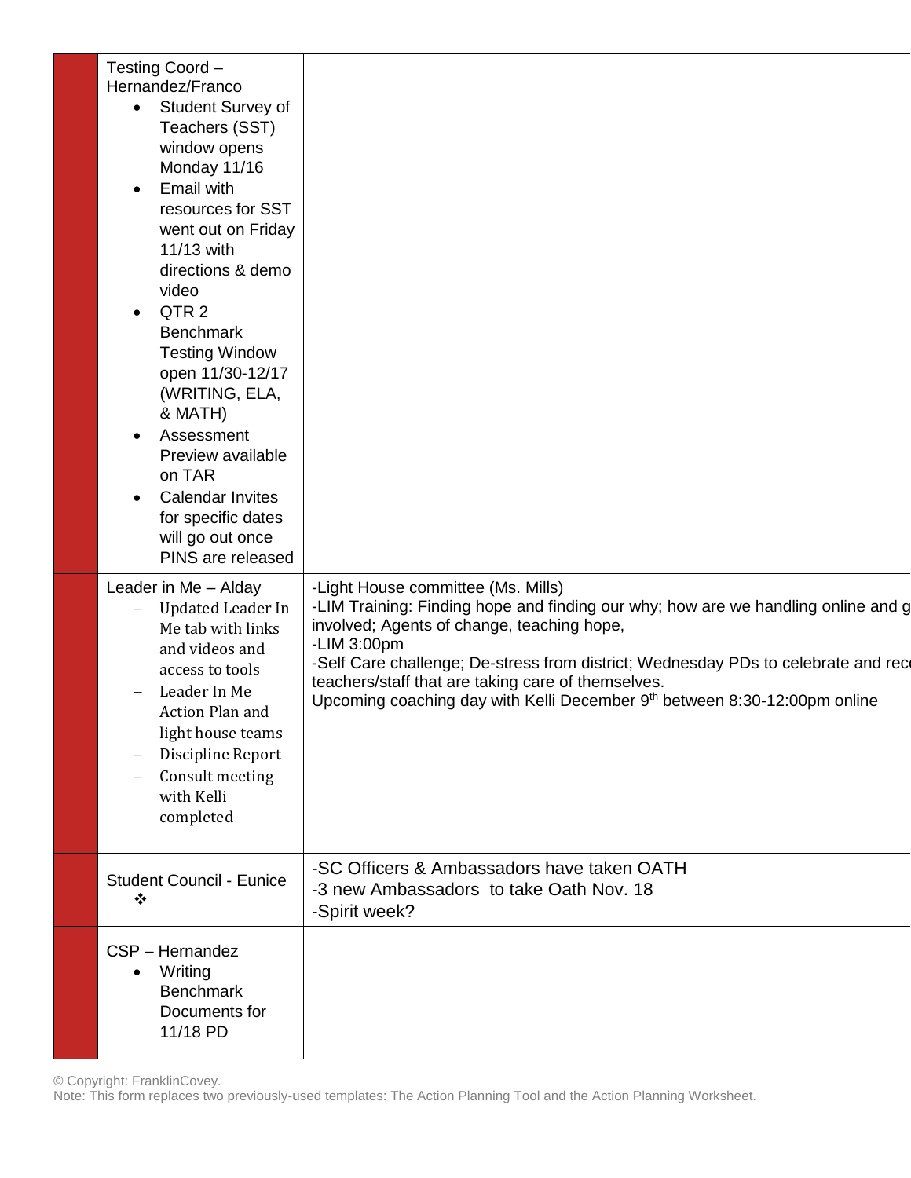| | | |
|---|---|---|
| | Testing Coord – Hernandez/Franco<br>• Student Survey of Teachers (SST) window opens Monday 11/16<br>• Email with resources for SST went out on Friday 11/13 with directions & demo video<br>• QTR 2 Benchmark Testing Window open 11/30-12/17 (WRITING, ELA, & MATH)<br>• Assessment Preview available on TAR<br>• Calendar Invites for specific dates will go out once PINS are released | |
| | Leader in Me – Alday<br>– Updated Leader In Me tab with links and videos and access to tools<br>– Leader In Me Action Plan and light house teams<br>– Discipline Report<br>– Consult meeting with Kelli completed | -Light House committee (Ms. Mills)<br>-LIM Training: Finding hope and finding our why; how are we handling online and g involved; Agents of change, teaching hope,<br>-LIM 3:00pm<br>-Self Care challenge; De-stress from district; Wednesday PDs to celebrate and rec teachers/staff that are taking care of themselves.<br>Upcoming coaching day with Kelli December 9th between 8:30-12:00pm online |
| | Student Council - Eunice<br>❖ | -SC Officers & Ambassadors have taken OATH<br>-3 new Ambassadors to take Oath Nov. 18<br>-Spirit week? |
| | CSP – Hernandez<br>• Writing Benchmark Documents for 11/18 PD | |

© Copyright: FranklinCovey.
Note: This form replaces two previously-used templates: The Action Planning Tool and the Action Planning Worksheet.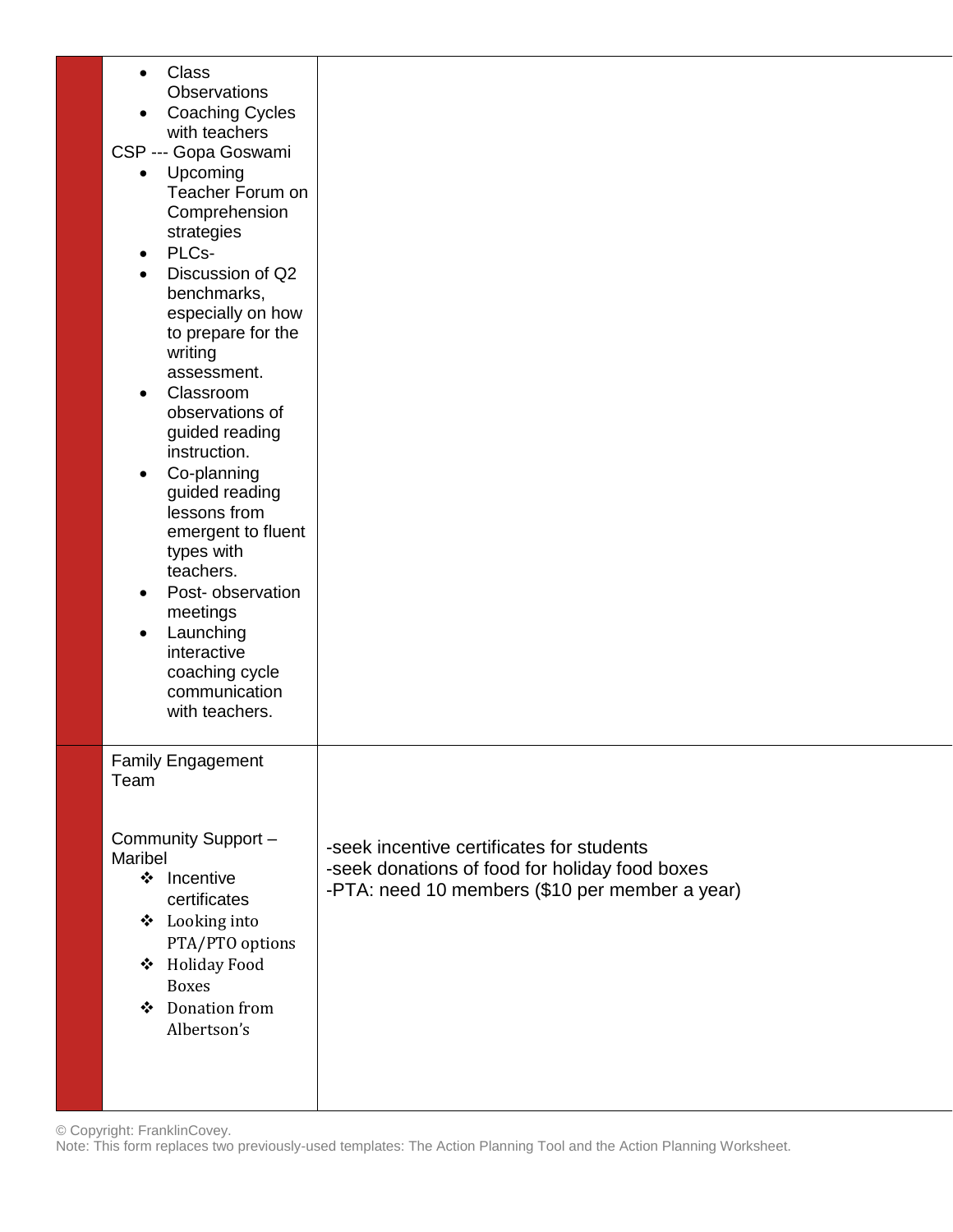| | | |
|---|---|---|
| | • Class Observations<br>• Coaching Cycles with teachers<br>CSP --- Gopa Goswami<br>• Upcoming Teacher Forum on Comprehension strategies<br>• PLCs-<br>• Discussion of Q2 benchmarks, especially on how to prepare for the writing assessment.<br>• Classroom observations of guided reading instruction.<br>• Co-planning guided reading lessons from emergent to fluent types with teachers.<br>• Post- observation meetings<br>• Launching interactive coaching cycle communication with teachers. | |
| | Family Engagement Team<br><br>Community Support – Maribel<br>❖ Incentive certificates<br>❖ Looking into PTA/PTO options<br>❖ Holiday Food Boxes<br>❖ Donation from Albertson's | -seek incentive certificates for students<br>-seek donations of food for holiday food boxes<br>-PTA: need 10 members ($10 per member a year) |

© Copyright: FranklinCovey.
Note: This form replaces two previously-used templates: The Action Planning Tool and the Action Planning Worksheet.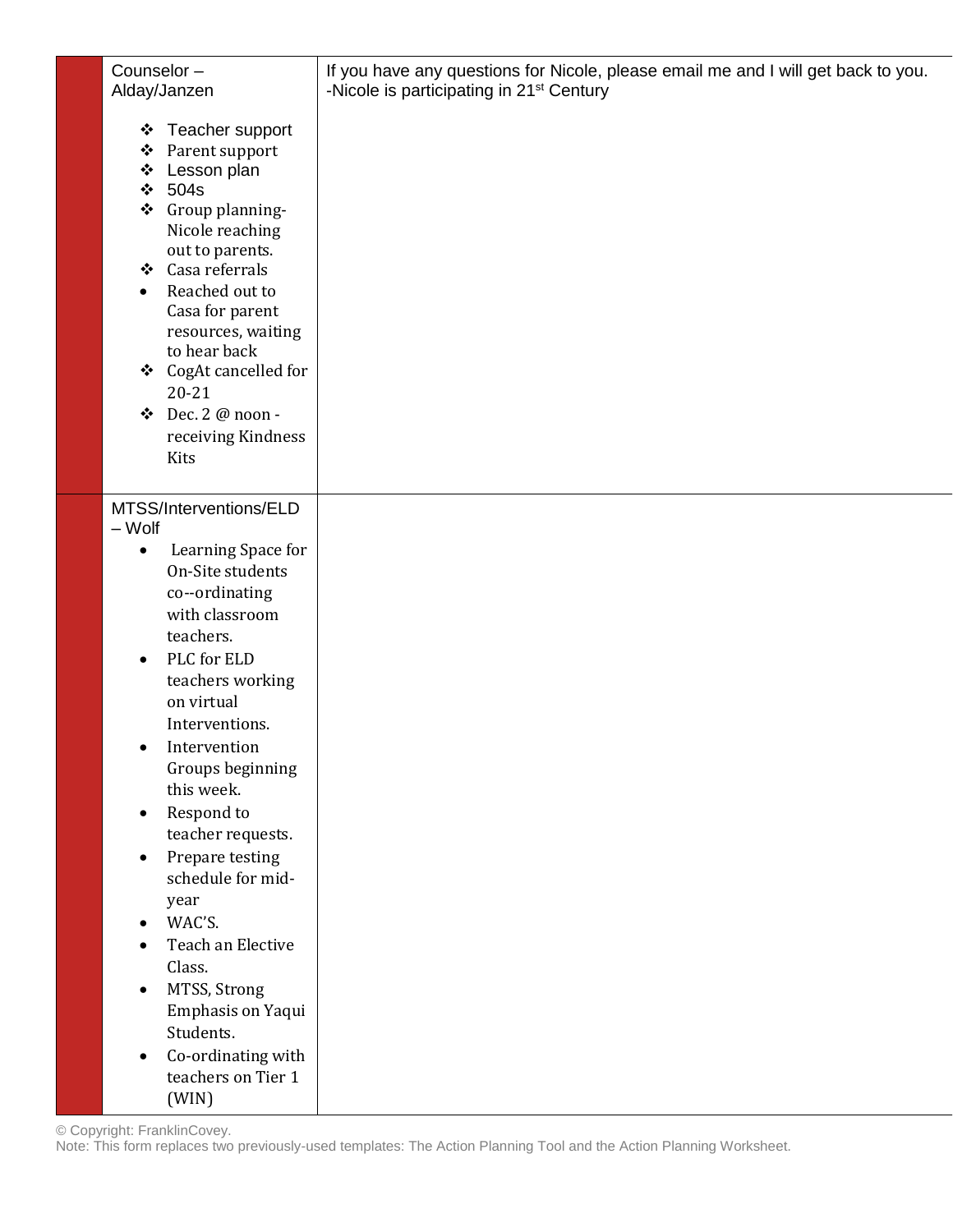| | | |
|---|---|---|
| | Counselor – Alday/Janzen<br><br>❖ Teacher support<br>❖ Parent support<br>❖ Lesson plan<br>❖ 504s<br>❖ Group planning- Nicole reaching out to parents.<br>❖ Casa referrals<br>• Reached out to Casa for parent resources, waiting to hear back<br>❖ CogAt cancelled for 20-21<br>❖ Dec. 2 @ noon - receiving Kindness Kits | If you have any questions for Nicole, please email me and I will get back to you.<br>-Nicole is participating in 21st Century |
| | MTSS/Interventions/ELD – Wolf<br>• Learning Space for On-Site students co--ordinating with classroom teachers.<br>• PLC for ELD teachers working on virtual Interventions.<br>• Intervention Groups beginning this week.<br>• Respond to teacher requests.<br>• Prepare testing schedule for mid-year<br>• WAC'S.<br>• Teach an Elective Class.<br>• MTSS, Strong Emphasis on Yaqui Students.<br>• Co-ordinating with teachers on Tier 1 (WIN) | |

© Copyright: FranklinCovey.
Note: This form replaces two previously-used templates: The Action Planning Tool and the Action Planning Worksheet.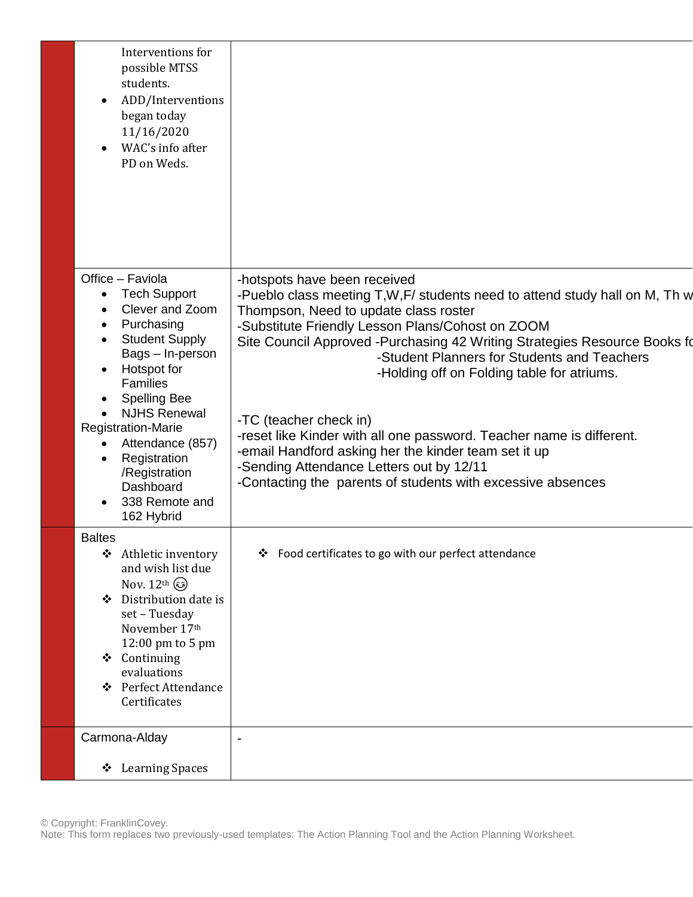| | | |
|---|---|---|
| | Interventions for possible MTSS students.<br>• ADD/Interventions began today 11/16/2020<br>• WAC's info after PD on Weds. | |
| | Office – Faviola<br>• Tech Support<br>• Clever and Zoom<br>• Purchasing<br>• Student Supply Bags – In-person<br>• Hotspot for Families<br>• Spelling Bee<br>• NJHS Renewal<br>Registration-Marie<br>• Attendance (857)<br>• Registration /Registration Dashboard<br>• 338 Remote and 162 Hybrid | -hotspots have been received<br>-Pueblo class meeting T,W,F/ students need to attend study hall on M, Th w<br>Thompson, Need to update class roster<br>-Substitute Friendly Lesson Plans/Cohost on ZOOM<br>Site Council Approved -Purchasing 42 Writing Strategies Resource Books fo<br>-Student Planners for Students and Teachers<br>-Holding off on Folding table for atriums.<br><br>-TC (teacher check in)<br>-reset like Kinder with all one password. Teacher name is different.<br>-email Handford asking her the kinder team set it up<br>-Sending Attendance Letters out by 12/11<br>-Contacting the parents of students with excessive absences |
| | Baltes<br>❖ Athletic inventory and wish list due Nov. 12th 😊<br>❖ Distribution date is set – Tuesday November 17th 12:00 pm to 5 pm<br>❖ Continuing evaluations<br>❖ Perfect Attendance Certificates | ❖ Food certificates to go with our perfect attendance |
| | Carmona-Alday<br><br>❖ Learning Spaces | - |

© Copyright: FranklinCovey.
Note: This form replaces two previously-used templates: The Action Planning Tool and the Action Planning Worksheet.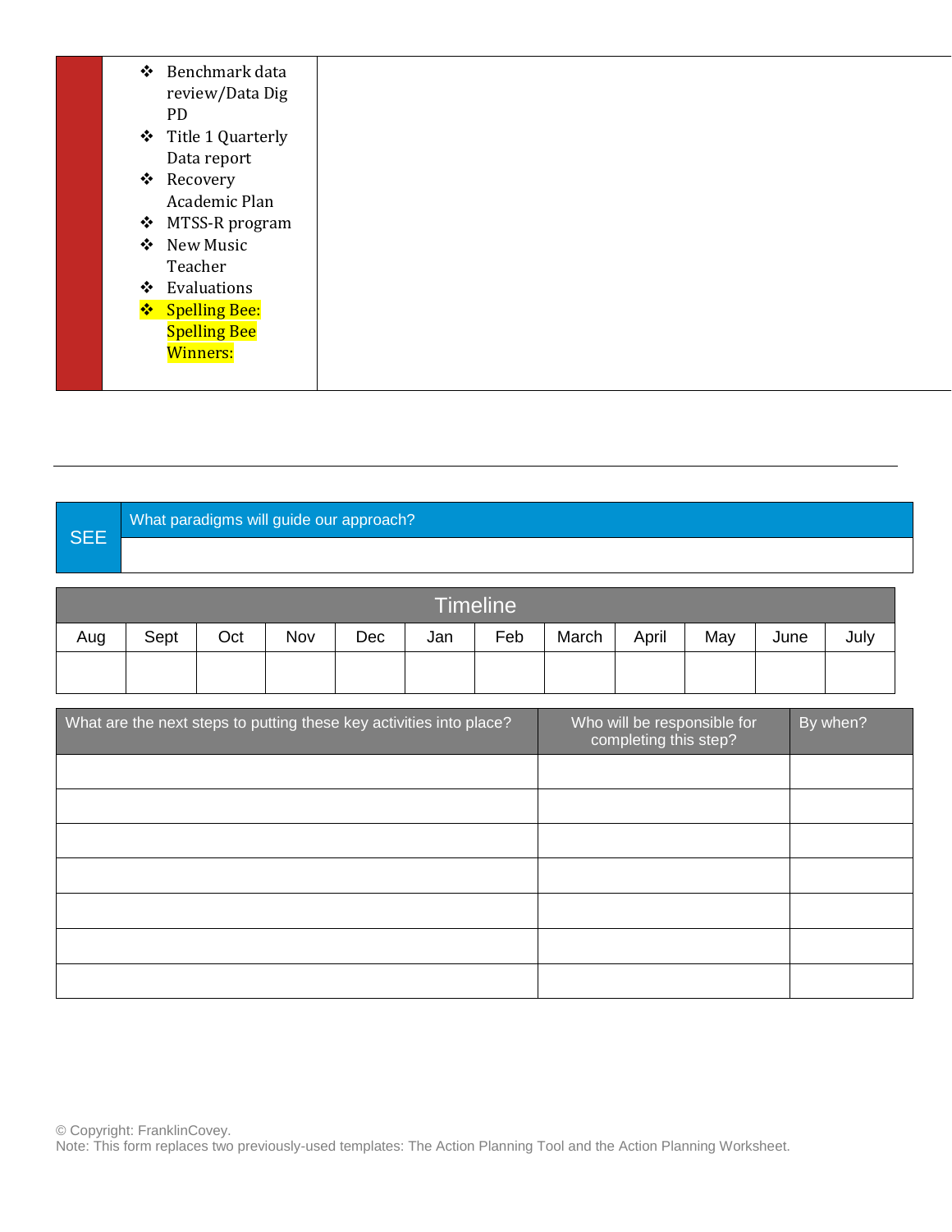| | | |
|---|---|---|
| | - Benchmark data review/Data Dig PD<br>- Title 1 Quarterly Data report<br>- Recovery Academic Plan<br>- MTSS-R program<br>- New Music Teacher<br>- Evaluations<br>- Spelling Bee: Spelling Bee Winners: | |

---

| SEE | What paradigms will guide our approach? |
|---|---|
| | |

| Timeline | | | | | | | | | | | |
|---|---|---|---|---|---|---|---|---|---|---|---|
| Aug | Sept | Oct | Nov | Dec | Jan | Feb | March | April | May | June | July |
| | | | | | | | | | | | |

| What are the next steps to putting these key activities into place? | Who will be responsible for completing this step? | By when? |
|---|---|---|
| | | |
| | | |
| | | |
| | | |
| | | |
| | | |
| | | |

© Copyright: FranklinCovey.
Note: This form replaces two previously-used templates: The Action Planning Tool and the Action Planning Worksheet.